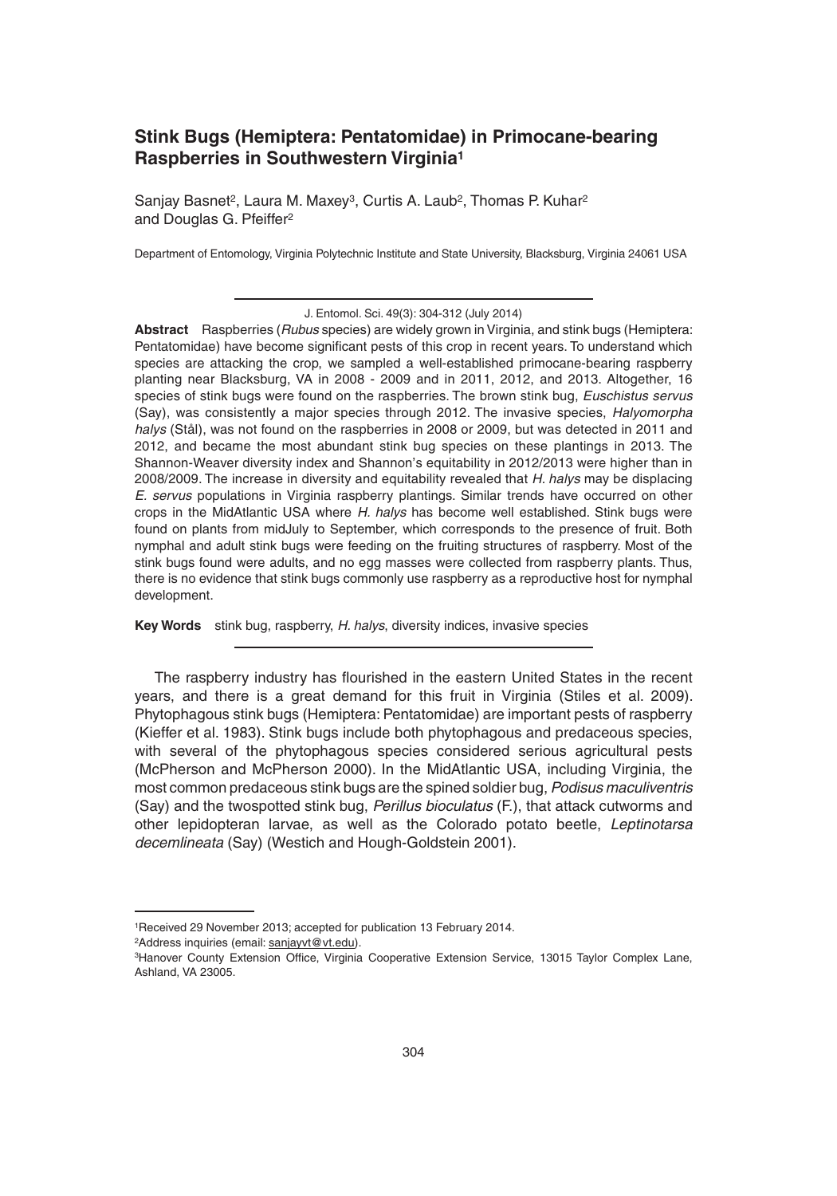# Stink Bugs (Hemiptera: Pentatomidae) in Primocane-bearing Raspberries in Southwestern Virginia[1]

Sanjay Basnet[2], Laura M. Maxey[3], Curtis A. Laub[2], Thomas P. Kuhar[2] and Douglas G. Pfeiffer[2]

Department of Entomology, Virginia Polytechnic Institute and State University, Blacksburg, Virginia 24061 USA

J. Entomol. Sci. 49(3): 304-312 (July 2014)

**Abstract** Raspberries (*Rubus* species) are widely grown in Virginia, and stink bugs (Hemiptera: Pentatomidae) have become significant pests of this crop in recent years. To understand which species are attacking the crop, we sampled a well-established primocane-bearing raspberry planting near Blacksburg, VA in 2008 - 2009 and in 2011, 2012, and 2013. Altogether, 16 species of stink bugs were found on the raspberries. The brown stink bug, *Euschistus servus* (Say), was consistently a major species through 2012. The invasive species, *Halyomorpha halys* (Stål), was not found on the raspberries in 2008 or 2009, but was detected in 2011 and 2012, and became the most abundant stink bug species on these plantings in 2013. The Shannon-Weaver diversity index and Shannon's equitability in 2012/2013 were higher than in 2008/2009. The increase in diversity and equitability revealed that *H. halys* may be displacing *E. servus* populations in Virginia raspberry plantings. Similar trends have occurred on other crops in the MidAtlantic USA where *H. halys* has become well established. Stink bugs were found on plants from midJuly to September, which corresponds to the presence of fruit. Both nymphal and adult stink bugs were feeding on the fruiting structures of raspberry. Most of the stink bugs found were adults, and no egg masses were collected from raspberry plants. Thus, there is no evidence that stink bugs commonly use raspberry as a reproductive host for nymphal development.

**Key Words** stink bug, raspberry, *H. halys*, diversity indices, invasive species

The raspberry industry has flourished in the eastern United States in the recent years, and there is a great demand for this fruit in Virginia (Stiles et al. 2009). Phytophagous stink bugs (Hemiptera: Pentatomidae) are important pests of raspberry (Kieffer et al. 1983). Stink bugs include both phytophagous and predaceous species, with several of the phytophagous species considered serious agricultural pests (McPherson and McPherson 2000). In the MidAtlantic USA, including Virginia, the most common predaceous stink bugs are the spined soldier bug, *Podisus maculiventris* (Say) and the twospotted stink bug, *Perillus bioculatus* (F.), that attack cutworms and other lepidopteran larvae, as well as the Colorado potato beetle, *Leptinotarsa decemlineata* (Say) (Westich and Hough-Goldstein 2001).

---

[1]Received 29 November 2013; accepted for publication 13 February 2014.

[2]Address inquiries (email: sanjayvt@vt.edu).

[3]Hanover County Extension Office, Virginia Cooperative Extension Service, 13015 Taylor Complex Lane, Ashland, VA 23005.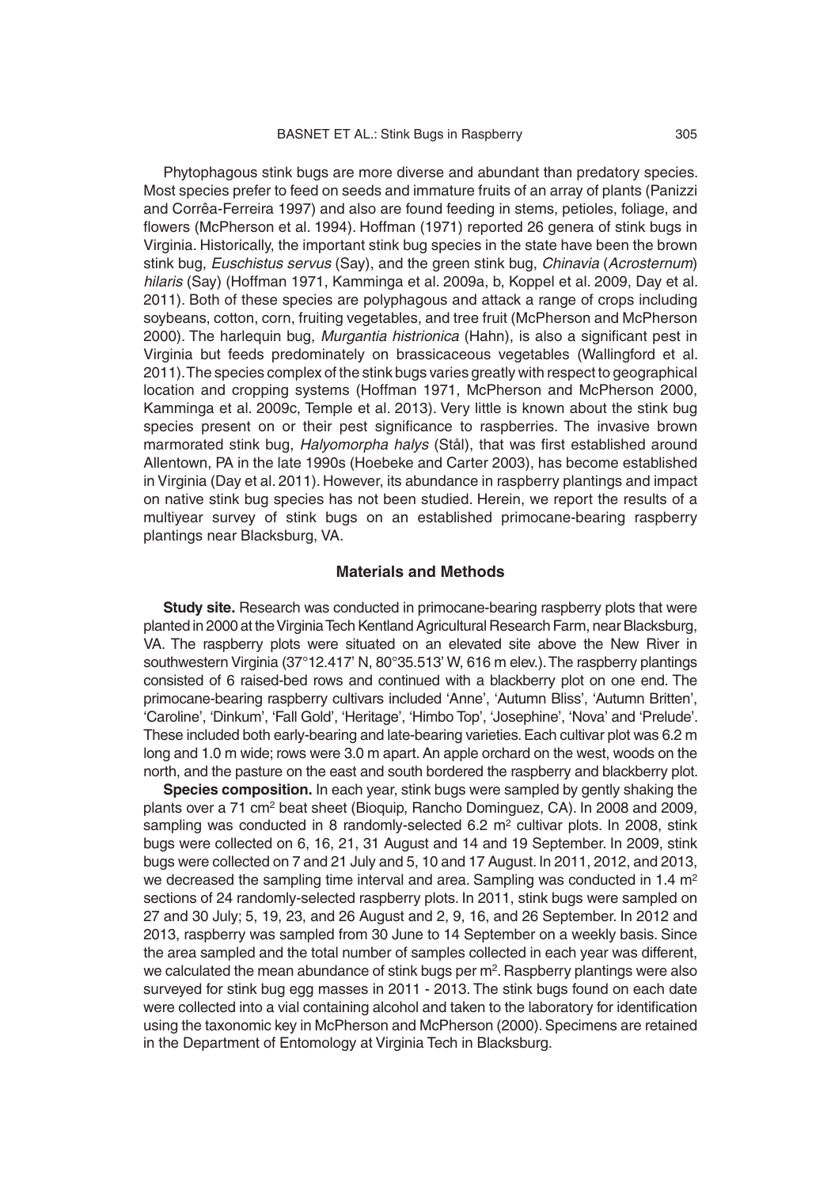Phytophagous stink bugs are more diverse and abundant than predatory species. Most species prefer to feed on seeds and immature fruits of an array of plants (Panizzi and Corrêa-Ferreira 1997) and also are found feeding in stems, petioles, foliage, and flowers (McPherson et al. 1994). Hoffman (1971) reported 26 genera of stink bugs in Virginia. Historically, the important stink bug species in the state have been the brown stink bug, *Euschistus servus* (Say), and the green stink bug, *Chinavia* (*Acrosternum*) *hilaris* (Say) (Hoffman 1971, Kamminga et al. 2009a, b, Koppel et al. 2009, Day et al. 2011). Both of these species are polyphagous and attack a range of crops including soybeans, cotton, corn, fruiting vegetables, and tree fruit (McPherson and McPherson 2000). The harlequin bug, *Murgantia histrionica* (Hahn), is also a significant pest in Virginia but feeds predominately on brassicaceous vegetables (Wallingford et al. 2011). The species complex of the stink bugs varies greatly with respect to geographical location and cropping systems (Hoffman 1971, McPherson and McPherson 2000, Kamminga et al. 2009c, Temple et al. 2013). Very little is known about the stink bug species present on or their pest significance to raspberries. The invasive brown marmorated stink bug, *Halyomorpha halys* (Stål), that was first established around Allentown, PA in the late 1990s (Hoebeke and Carter 2003), has become established in Virginia (Day et al. 2011). However, its abundance in raspberry plantings and impact on native stink bug species has not been studied. Herein, we report the results of a multiyear survey of stink bugs on an established primocane-bearing raspberry plantings near Blacksburg, VA.

## Materials and Methods

**Study site.** Research was conducted in primocane-bearing raspberry plots that were planted in 2000 at the Virginia Tech Kentland Agricultural Research Farm, near Blacksburg, VA. The raspberry plots were situated on an elevated site above the New River in southwestern Virginia (37°12.417' N, 80°35.513' W, 616 m elev.). The raspberry plantings consisted of 6 raised-bed rows and continued with a blackberry plot on one end. The primocane-bearing raspberry cultivars included 'Anne', 'Autumn Bliss', 'Autumn Britten', 'Caroline', 'Dinkum', 'Fall Gold', 'Heritage', 'Himbo Top', 'Josephine', 'Nova' and 'Prelude'. These included both early-bearing and late-bearing varieties. Each cultivar plot was 6.2 m long and 1.0 m wide; rows were 3.0 m apart. An apple orchard on the west, woods on the north, and the pasture on the east and south bordered the raspberry and blackberry plot.

**Species composition.** In each year, stink bugs were sampled by gently shaking the plants over a 71 $cm^2$ beat sheet (Bioquip, Rancho Dominguez, CA). In 2008 and 2009, sampling was conducted in 8 randomly-selected 6.2 $m^2$ cultivar plots. In 2008, stink bugs were collected on 6, 16, 21, 31 August and 14 and 19 September. In 2009, stink bugs were collected on 7 and 21 July and 5, 10 and 17 August. In 2011, 2012, and 2013, we decreased the sampling time interval and area. Sampling was conducted in 1.4 $m^2$ sections of 24 randomly-selected raspberry plots. In 2011, stink bugs were sampled on 27 and 30 July; 5, 19, 23, and 26 August and 2, 9, 16, and 26 September. In 2012 and 2013, raspberry was sampled from 30 June to 14 September on a weekly basis. Since the area sampled and the total number of samples collected in each year was different, we calculated the mean abundance of stink bugs per $m^2$. Raspberry plantings were also surveyed for stink bug egg masses in 2011 - 2013. The stink bugs found on each date were collected into a vial containing alcohol and taken to the laboratory for identification using the taxonomic key in McPherson and McPherson (2000). Specimens are retained in the Department of Entomology at Virginia Tech in Blacksburg.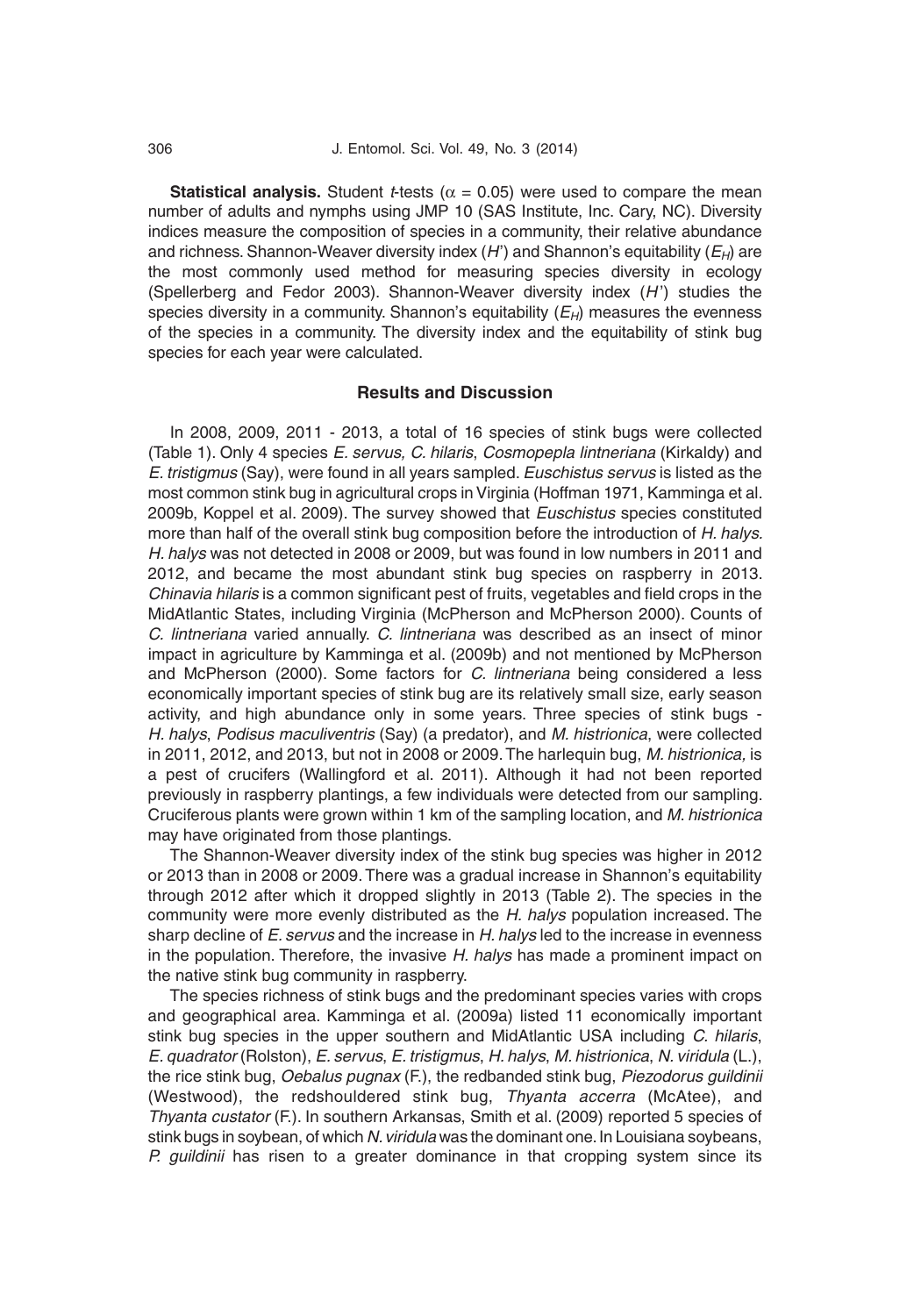**Statistical analysis.** Student *t*-tests ($\alpha = 0.05$) were used to compare the mean number of adults and nymphs using JMP 10 (SAS Institute, Inc. Cary, NC). Diversity indices measure the composition of species in a community, their relative abundance and richness. Shannon-Weaver diversity index ($H'$) and Shannon's equitability ($E_H$) are the most commonly used method for measuring species diversity in ecology (Spellerberg and Fedor 2003). Shannon-Weaver diversity index ($H'$) studies the species diversity in a community. Shannon's equitability ($E_H$) measures the evenness of the species in a community. The diversity index and the equitability of stink bug species for each year were calculated.

## Results and Discussion

In 2008, 2009, 2011 - 2013, a total of 16 species of stink bugs were collected (Table 1). Only 4 species *E. servus, C. hilaris*, *Cosmopepla lintneriana* (Kirkaldy) and *E. tristigmus* (Say), were found in all years sampled. *Euschistus servus* is listed as the most common stink bug in agricultural crops in Virginia (Hoffman 1971, Kamminga et al. 2009b, Koppel et al. 2009). The survey showed that *Euschistus* species constituted more than half of the overall stink bug composition before the introduction of *H. halys*. *H. halys* was not detected in 2008 or 2009, but was found in low numbers in 2011 and 2012, and became the most abundant stink bug species on raspberry in 2013. *Chinavia hilaris* is a common significant pest of fruits, vegetables and field crops in the MidAtlantic States, including Virginia (McPherson and McPherson 2000). Counts of *C. lintneriana* varied annually. *C. lintneriana* was described as an insect of minor impact in agriculture by Kamminga et al. (2009b) and not mentioned by McPherson and McPherson (2000). Some factors for *C. lintneriana* being considered a less economically important species of stink bug are its relatively small size, early season activity, and high abundance only in some years. Three species of stink bugs - *H. halys*, *Podisus maculiventris* (Say) (a predator), and *M. histrionica*, were collected in 2011, 2012, and 2013, but not in 2008 or 2009. The harlequin bug, *M. histrionica,* is a pest of crucifers (Wallingford et al. 2011). Although it had not been reported previously in raspberry plantings, a few individuals were detected from our sampling. Cruciferous plants were grown within 1 km of the sampling location, and *M. histrionica* may have originated from those plantings.

The Shannon-Weaver diversity index of the stink bug species was higher in 2012 or 2013 than in 2008 or 2009. There was a gradual increase in Shannon's equitability through 2012 after which it dropped slightly in 2013 (Table 2). The species in the community were more evenly distributed as the *H. halys* population increased. The sharp decline of *E. servus* and the increase in *H. halys* led to the increase in evenness in the population. Therefore, the invasive *H. halys* has made a prominent impact on the native stink bug community in raspberry.

The species richness of stink bugs and the predominant species varies with crops and geographical area. Kamminga et al. (2009a) listed 11 economically important stink bug species in the upper southern and MidAtlantic USA including *C. hilaris*, *E. quadrator* (Rolston), *E. servus*, *E. tristigmus*, *H. halys*, *M. histrionica*, *N. viridula* (L.), the rice stink bug, *Oebalus pugnax* (F.), the redbanded stink bug, *Piezodorus guildinii* (Westwood), the redshouldered stink bug, *Thyanta accerra* (McAtee), and *Thyanta custator* (F.). In southern Arkansas, Smith et al. (2009) reported 5 species of stink bugs in soybean, of which *N. viridula* was the dominant one. In Louisiana soybeans, *P. guildinii* has risen to a greater dominance in that cropping system since its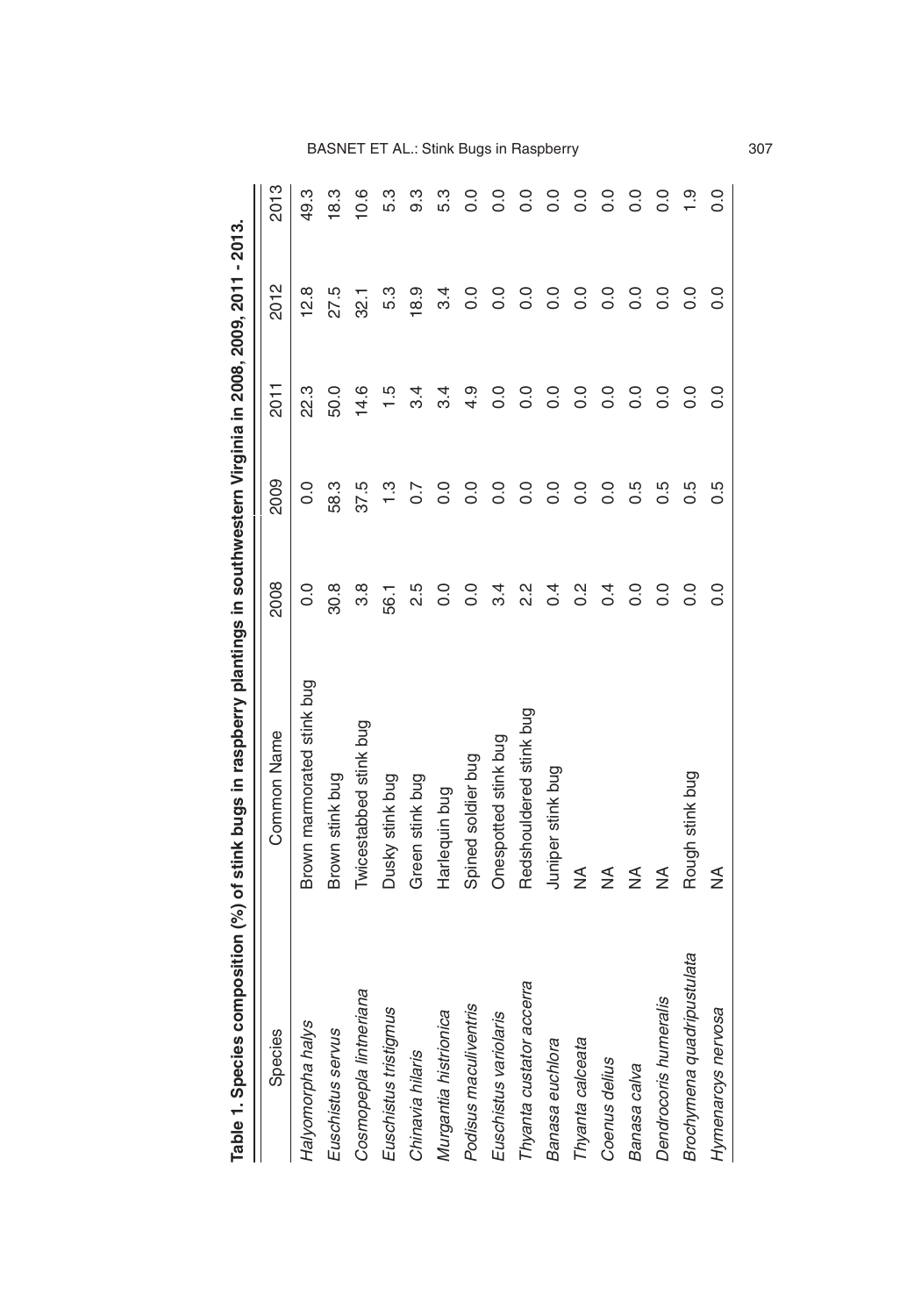**Table 1. Species composition (%) of stink bugs in raspberry plantings in southwestern Virginia in 2008, 2009, 2011 - 2013.**

| Species | Common Name | 2008 | 2009 | 2011 | 2012 | 2013 |
|---|---|---|---|---|---|---|
| *Halyomorpha halys* | Brown marmorated stink bug | 0.0 | 0.0 | 22.3 | 12.8 | 49.3 |
| *Euschistus servus* | Brown stink bug | 30.8 | 58.3 | 50.0 | 27.5 | 18.3 |
| *Cosmopepla lintneriana* | Twicestabbed stink bug | 3.8 | 37.5 | 14.6 | 32.1 | 10.6 |
| *Euschistus tristigmus* | Dusky stink bug | 56.1 | 1.3 | 1.5 | 5.3 | 5.3 |
| *Chinavia hilaris* | Green stink bug | 2.5 | 0.7 | 3.4 | 18.9 | 9.3 |
| *Murgantia histrionica* | Harlequin bug | 0.0 | 0.0 | 3.4 | 3.4 | 5.3 |
| *Podisus maculiventris* | Spined soldier bug | 0.0 | 0.0 | 4.9 | 0.0 | 0.0 |
| *Euschistus variolaris* | Onespotted stink bug | 3.4 | 0.0 | 0.0 | 0.0 | 0.0 |
| *Thyanta custator accerra* | Redshouldered stink bug | 2.2 | 0.0 | 0.0 | 0.0 | 0.0 |
| *Banasa euchlora* | Juniper stink bug | 0.4 | 0.0 | 0.0 | 0.0 | 0.0 |
| *Thyanta calceata* | NA | 0.2 | 0.0 | 0.0 | 0.0 | 0.0 |
| *Coenus delius* | NA | 0.4 | 0.0 | 0.0 | 0.0 | 0.0 |
| *Banasa calva* | NA | 0.0 | 0.5 | 0.0 | 0.0 | 0.0 |
| *Dendrocoris humeralis* | NA | 0.0 | 0.5 | 0.0 | 0.0 | 0.0 |
| *Brochymena quadripustulata* | Rough stink bug | 0.0 | 0.5 | 0.0 | 0.0 | 1.9 |
| *Hymenarcys nervosa* | NA | 0.0 | 0.5 | 0.0 | 0.0 | 0.0 |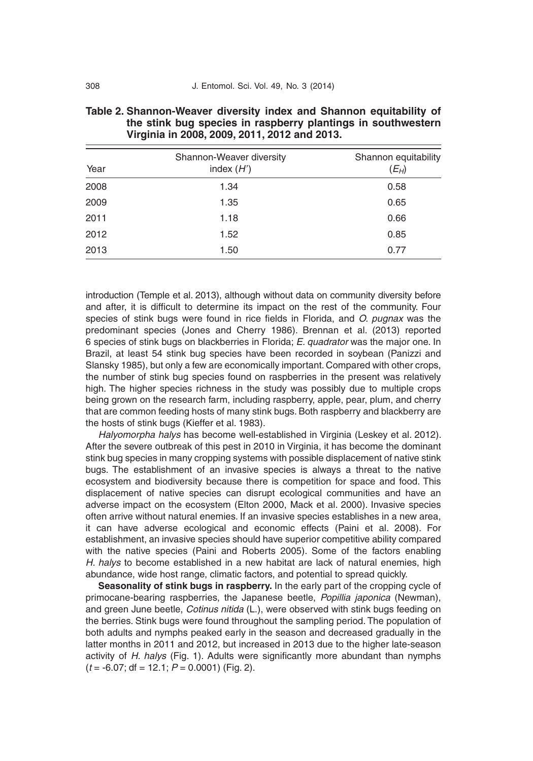**Table 2. Shannon-Weaver diversity index and Shannon equitability of the stink bug species in raspberry plantings in southwestern Virginia in 2008, 2009, 2011, 2012 and 2013.**

| Year | Shannon-Weaver diversity index ($H'$) | Shannon equitability ($E_H$) |
|---|---|---|
| 2008 | 1.34 | 0.58 |
| 2009 | 1.35 | 0.65 |
| 2011 | 1.18 | 0.66 |
| 2012 | 1.52 | 0.85 |
| 2013 | 1.50 | 0.77 |

introduction (Temple et al. 2013), although without data on community diversity before and after, it is difficult to determine its impact on the rest of the community. Four species of stink bugs were found in rice fields in Florida, and *O. pugnax* was the predominant species (Jones and Cherry 1986). Brennan et al. (2013) reported 6 species of stink bugs on blackberries in Florida; *E. quadrator* was the major one. In Brazil, at least 54 stink bug species have been recorded in soybean (Panizzi and Slansky 1985), but only a few are economically important. Compared with other crops, the number of stink bug species found on raspberries in the present was relatively high. The higher species richness in the study was possibly due to multiple crops being grown on the research farm, including raspberry, apple, pear, plum, and cherry that are common feeding hosts of many stink bugs. Both raspberry and blackberry are the hosts of stink bugs (Kieffer et al. 1983).

*Halyomorpha halys* has become well-established in Virginia (Leskey et al. 2012). After the severe outbreak of this pest in 2010 in Virginia, it has become the dominant stink bug species in many cropping systems with possible displacement of native stink bugs. The establishment of an invasive species is always a threat to the native ecosystem and biodiversity because there is competition for space and food. This displacement of native species can disrupt ecological communities and have an adverse impact on the ecosystem (Elton 2000, Mack et al. 2000). Invasive species often arrive without natural enemies. If an invasive species establishes in a new area, it can have adverse ecological and economic effects (Paini et al. 2008). For establishment, an invasive species should have superior competitive ability compared with the native species (Paini and Roberts 2005). Some of the factors enabling *H. halys* to become established in a new habitat are lack of natural enemies, high abundance, wide host range, climatic factors, and potential to spread quickly.

**Seasonality of stink bugs in raspberry.** In the early part of the cropping cycle of primocane-bearing raspberries, the Japanese beetle, *Popillia japonica* (Newman), and green June beetle, *Cotinus nitida* (L.), were observed with stink bugs feeding on the berries. Stink bugs were found throughout the sampling period. The population of both adults and nymphs peaked early in the season and decreased gradually in the latter months in 2011 and 2012, but increased in 2013 due to the higher late-season activity of *H. halys* (Fig. 1). Adults were significantly more abundant than nymphs ($t = -6.07$; df = 12.1; $P = 0.0001$) (Fig. 2).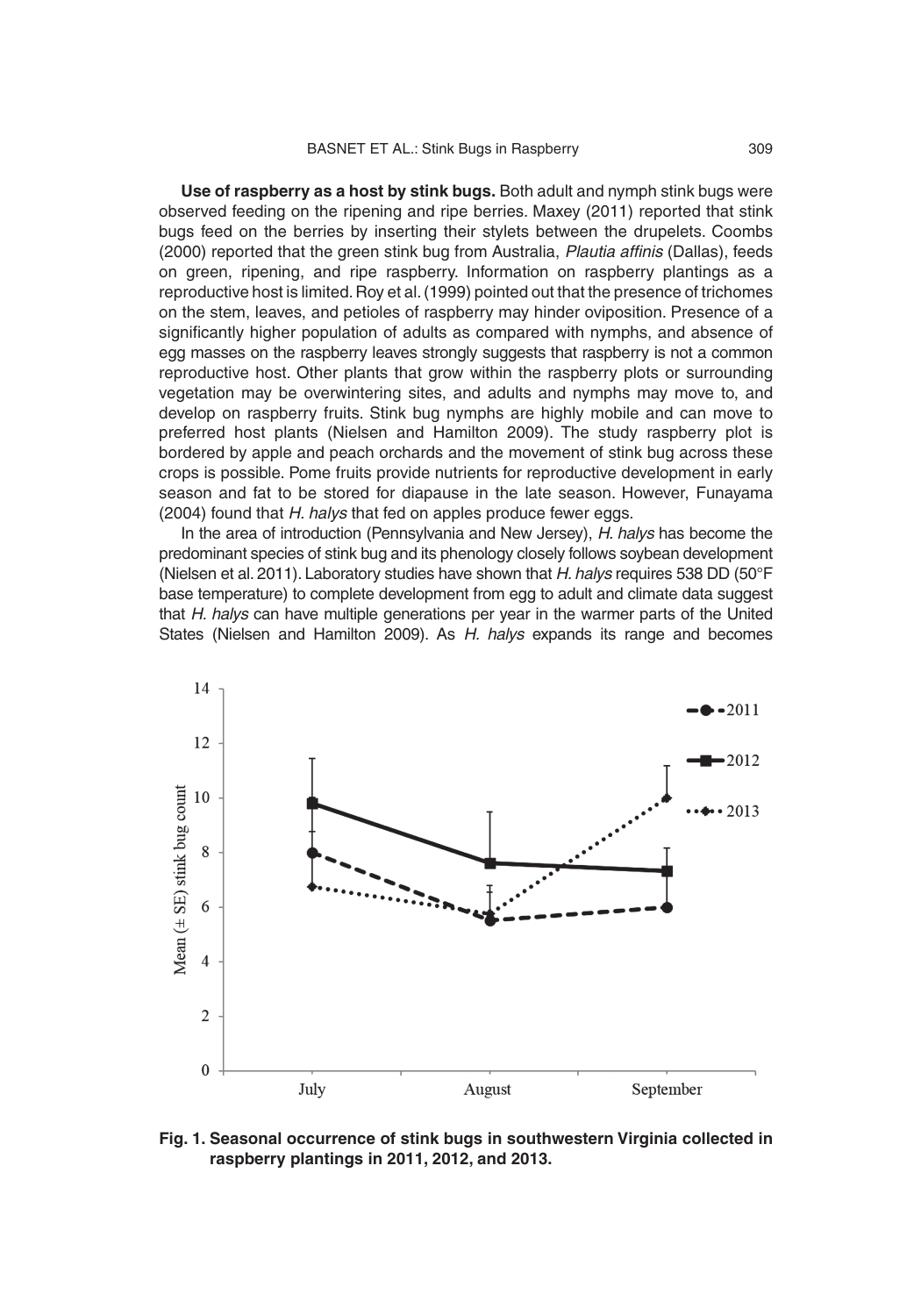**Use of raspberry as a host by stink bugs.** Both adult and nymph stink bugs were observed feeding on the ripening and ripe berries. Maxey (2011) reported that stink bugs feed on the berries by inserting their stylets between the drupelets. Coombs (2000) reported that the green stink bug from Australia, *Plautia affinis* (Dallas), feeds on green, ripening, and ripe raspberry. Information on raspberry plantings as a reproductive host is limited. Roy et al. (1999) pointed out that the presence of trichomes on the stem, leaves, and petioles of raspberry may hinder oviposition. Presence of a significantly higher population of adults as compared with nymphs, and absence of egg masses on the raspberry leaves strongly suggests that raspberry is not a common reproductive host. Other plants that grow within the raspberry plots or surrounding vegetation may be overwintering sites, and adults and nymphs may move to, and develop on raspberry fruits. Stink bug nymphs are highly mobile and can move to preferred host plants (Nielsen and Hamilton 2009). The study raspberry plot is bordered by apple and peach orchards and the movement of stink bug across these crops is possible. Pome fruits provide nutrients for reproductive development in early season and fat to be stored for diapause in the late season. However, Funayama (2004) found that *H. halys* that fed on apples produce fewer eggs.

In the area of introduction (Pennsylvania and New Jersey), *H. halys* has become the predominant species of stink bug and its phenology closely follows soybean development (Nielsen et al. 2011). Laboratory studies have shown that *H. halys* requires 538 DD (50°F base temperature) to complete development from egg to adult and climate data suggest that *H. halys* can have multiple generations per year in the warmer parts of the United States (Nielsen and Hamilton 2009). As *H. halys* expands its range and becomes

**Fig. 1. Seasonal occurrence of stink bugs in southwestern Virginia collected in raspberry plantings in 2011, 2012, and 2013.**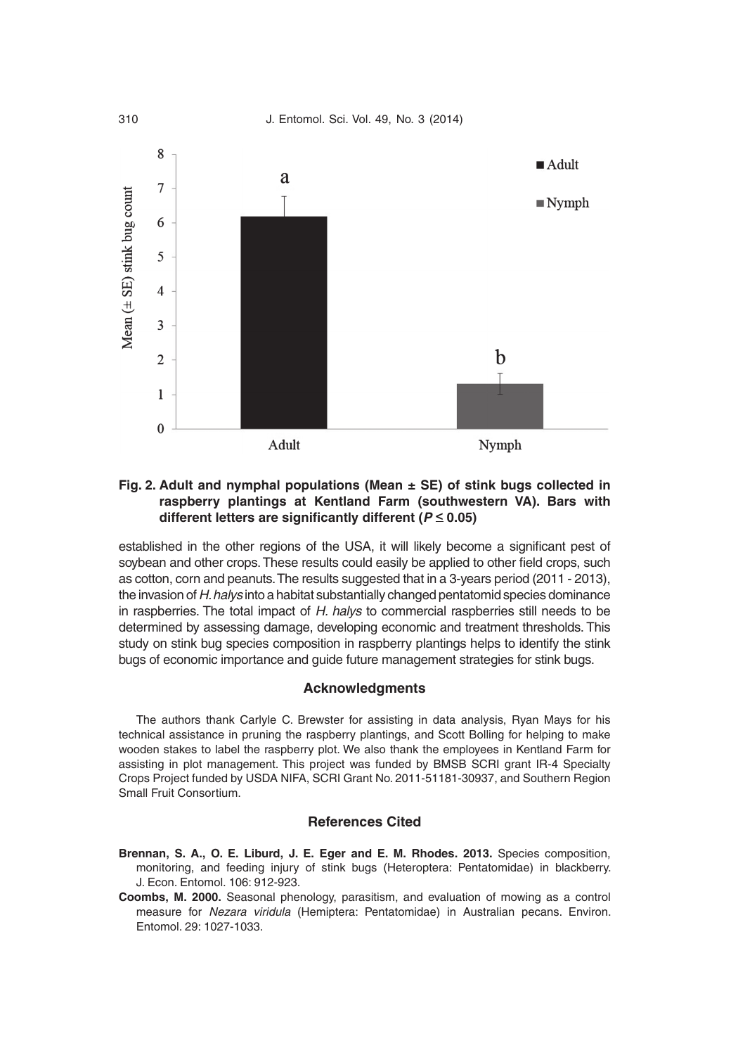**Fig. 2. Adult and nymphal populations (Mean ± SE) of stink bugs collected in raspberry plantings at Kentland Farm (southwestern VA). Bars with different letters are significantly different ($P \leq 0.05$)**

established in the other regions of the USA, it will likely become a significant pest of soybean and other crops. These results could easily be applied to other field crops, such as cotton, corn and peanuts. The results suggested that in a 3-years period (2011 - 2013), the invasion of *H. halys* into a habitat substantially changed pentatomid species dominance in raspberries. The total impact of *H. halys* to commercial raspberries still needs to be determined by assessing damage, developing economic and treatment thresholds. This study on stink bug species composition in raspberry plantings helps to identify the stink bugs of economic importance and guide future management strategies for stink bugs.

## Acknowledgments

The authors thank Carlyle C. Brewster for assisting in data analysis, Ryan Mays for his technical assistance in pruning the raspberry plantings, and Scott Bolling for helping to make wooden stakes to label the raspberry plot. We also thank the employees in Kentland Farm for assisting in plot management. This project was funded by BMSB SCRI grant IR-4 Specialty Crops Project funded by USDA NIFA, SCRI Grant No. 2011-51181-30937, and Southern Region Small Fruit Consortium.

## References Cited

**Brennan, S. A., O. E. Liburd, J. E. Eger and E. M. Rhodes. 2013.** Species composition, monitoring, and feeding injury of stink bugs (Heteroptera: Pentatomidae) in blackberry. J. Econ. Entomol. 106: 912-923.

**Coombs, M. 2000.** Seasonal phenology, parasitism, and evaluation of mowing as a control measure for *Nezara viridula* (Hemiptera: Pentatomidae) in Australian pecans. Environ. Entomol. 29: 1027-1033.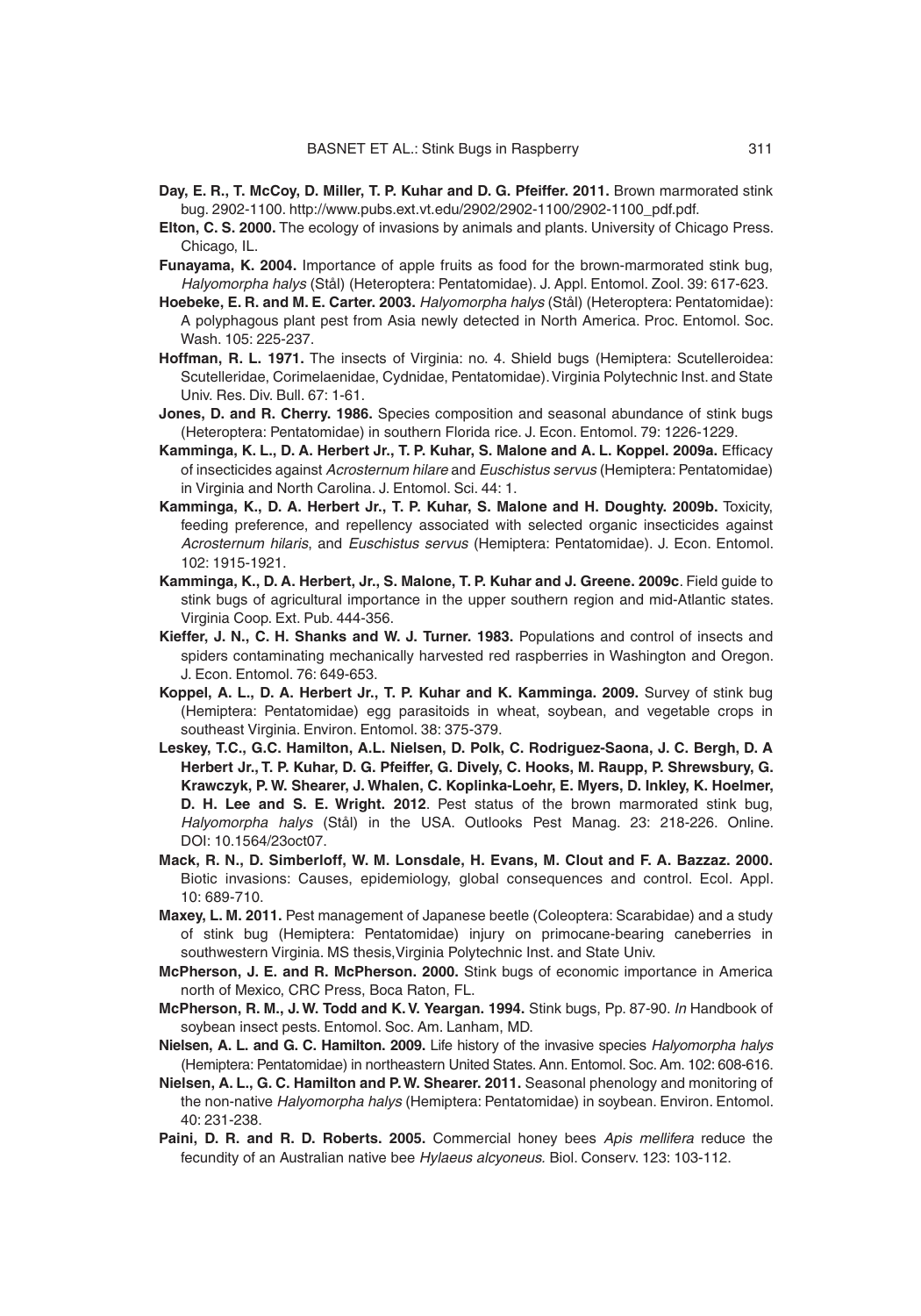**Day, E. R., T. McCoy, D. Miller, T. P. Kuhar and D. G. Pfeiffer. 2011.** Brown marmorated stink bug. 2902-1100. http://www.pubs.ext.vt.edu/2902/2902-1100/2902-1100_pdf.pdf.

**Elton, C. S. 2000.** The ecology of invasions by animals and plants. University of Chicago Press. Chicago, IL.

**Funayama, K. 2004.** Importance of apple fruits as food for the brown-marmorated stink bug, *Halyomorpha halys* (Stål) (Heteroptera: Pentatomidae). J. Appl. Entomol. Zool. 39: 617-623.

**Hoebeke, E. R. and M. E. Carter. 2003.** *Halyomorpha halys* (Stål) (Heteroptera: Pentatomidae): A polyphagous plant pest from Asia newly detected in North America. Proc. Entomol. Soc. Wash. 105: 225-237.

**Hoffman, R. L. 1971.** The insects of Virginia: no. 4. Shield bugs (Hemiptera: Scutelleroidea: Scutelleridae, Corimelaenidae, Cydnidae, Pentatomidae). Virginia Polytechnic Inst. and State Univ. Res. Div. Bull. 67: 1-61.

**Jones, D. and R. Cherry. 1986.** Species composition and seasonal abundance of stink bugs (Heteroptera: Pentatomidae) in southern Florida rice. J. Econ. Entomol. 79: 1226-1229.

**Kamminga, K. L., D. A. Herbert Jr., T. P. Kuhar, S. Malone and A. L. Koppel. 2009a.** Efficacy of insecticides against *Acrosternum hilare* and *Euschistus servus* (Hemiptera: Pentatomidae) in Virginia and North Carolina. J. Entomol. Sci. 44: 1.

**Kamminga, K., D. A. Herbert Jr., T. P. Kuhar, S. Malone and H. Doughty. 2009b.** Toxicity, feeding preference, and repellency associated with selected organic insecticides against *Acrosternum hilaris*, and *Euschistus servus* (Hemiptera: Pentatomidae). J. Econ. Entomol. 102: 1915-1921.

**Kamminga, K., D. A. Herbert, Jr., S. Malone, T. P. Kuhar and J. Greene. 2009c**. Field guide to stink bugs of agricultural importance in the upper southern region and mid-Atlantic states. Virginia Coop. Ext. Pub. 444-356.

**Kieffer, J. N., C. H. Shanks and W. J. Turner. 1983.** Populations and control of insects and spiders contaminating mechanically harvested red raspberries in Washington and Oregon. J. Econ. Entomol. 76: 649-653.

**Koppel, A. L., D. A. Herbert Jr., T. P. Kuhar and K. Kamminga. 2009.** Survey of stink bug (Hemiptera: Pentatomidae) egg parasitoids in wheat, soybean, and vegetable crops in southeast Virginia. Environ. Entomol. 38: 375-379.

**Leskey, T.C., G.C. Hamilton, A.L. Nielsen, D. Polk, C. Rodriguez-Saona, J. C. Bergh, D. A Herbert Jr., T. P. Kuhar, D. G. Pfeiffer, G. Dively, C. Hooks, M. Raupp, P. Shrewsbury, G. Krawczyk, P. W. Shearer, J. Whalen, C. Koplinka-Loehr, E. Myers, D. Inkley, K. Hoelmer, D. H. Lee and S. E. Wright. 2012**. Pest status of the brown marmorated stink bug, *Halyomorpha halys* (Stål) in the USA. Outlooks Pest Manag. 23: 218-226. Online. DOI: 10.1564/23oct07.

**Mack, R. N., D. Simberloff, W. M. Lonsdale, H. Evans, M. Clout and F. A. Bazzaz. 2000.** Biotic invasions: Causes, epidemiology, global consequences and control. Ecol. Appl. 10: 689-710.

**Maxey, L. M. 2011.** Pest management of Japanese beetle (Coleoptera: Scarabidae) and a study of stink bug (Hemiptera: Pentatomidae) injury on primocane-bearing caneberries in southwestern Virginia. MS thesis, Virginia Polytechnic Inst. and State Univ.

**McPherson, J. E. and R. McPherson. 2000.** Stink bugs of economic importance in America north of Mexico, CRC Press, Boca Raton, FL.

**McPherson, R. M., J. W. Todd and K. V. Yeargan. 1994.** Stink bugs, Pp. 87-90. *In* Handbook of soybean insect pests. Entomol. Soc. Am. Lanham, MD.

**Nielsen, A. L. and G. C. Hamilton. 2009.** Life history of the invasive species *Halyomorpha halys* (Hemiptera: Pentatomidae) in northeastern United States. Ann. Entomol. Soc. Am. 102: 608-616.

**Nielsen, A. L., G. C. Hamilton and P. W. Shearer. 2011.** Seasonal phenology and monitoring of the non-native *Halyomorpha halys* (Hemiptera: Pentatomidae) in soybean. Environ. Entomol. 40: 231-238.

**Paini, D. R. and R. D. Roberts. 2005.** Commercial honey bees *Apis mellifera* reduce the fecundity of an Australian native bee *Hylaeus alcyoneus.* Biol. Conserv. 123: 103-112.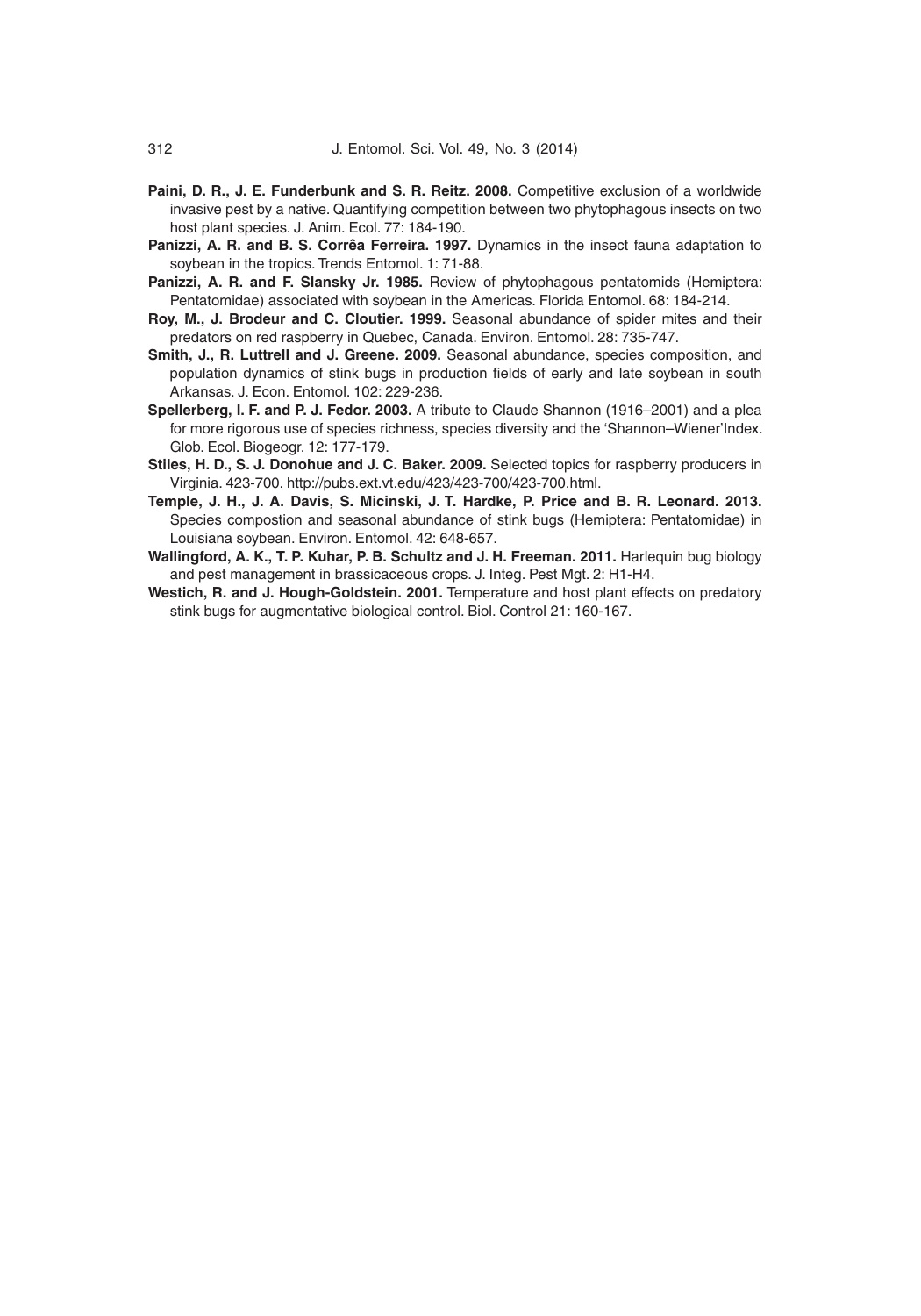**Paini, D. R., J. E. Funderbunk and S. R. Reitz. 2008.** Competitive exclusion of a worldwide invasive pest by a native. Quantifying competition between two phytophagous insects on two host plant species. J. Anim. Ecol. 77: 184-190.

**Panizzi, A. R. and B. S. Corrêa Ferreira. 1997.** Dynamics in the insect fauna adaptation to soybean in the tropics. Trends Entomol. 1: 71-88.

**Panizzi, A. R. and F. Slansky Jr. 1985.** Review of phytophagous pentatomids (Hemiptera: Pentatomidae) associated with soybean in the Americas. Florida Entomol. 68: 184-214.

**Roy, M., J. Brodeur and C. Cloutier. 1999.** Seasonal abundance of spider mites and their predators on red raspberry in Quebec, Canada. Environ. Entomol. 28: 735-747.

**Smith, J., R. Luttrell and J. Greene. 2009.** Seasonal abundance, species composition, and population dynamics of stink bugs in production fields of early and late soybean in south Arkansas. J. Econ. Entomol. 102: 229-236.

**Spellerberg, I. F. and P. J. Fedor. 2003.** A tribute to Claude Shannon (1916–2001) and a plea for more rigorous use of species richness, species diversity and the 'Shannon–Wiener'Index. Glob. Ecol. Biogeogr. 12: 177-179.

**Stiles, H. D., S. J. Donohue and J. C. Baker. 2009.** Selected topics for raspberry producers in Virginia. 423-700. http://pubs.ext.vt.edu/423/423-700/423-700.html.

**Temple, J. H., J. A. Davis, S. Micinski, J. T. Hardke, P. Price and B. R. Leonard. 2013.** Species compostion and seasonal abundance of stink bugs (Hemiptera: Pentatomidae) in Louisiana soybean. Environ. Entomol. 42: 648-657.

**Wallingford, A. K., T. P. Kuhar, P. B. Schultz and J. H. Freeman. 2011.** Harlequin bug biology and pest management in brassicaceous crops. J. Integ. Pest Mgt. 2: H1-H4.

**Westich, R. and J. Hough-Goldstein. 2001.** Temperature and host plant effects on predatory stink bugs for augmentative biological control. Biol. Control 21: 160-167.